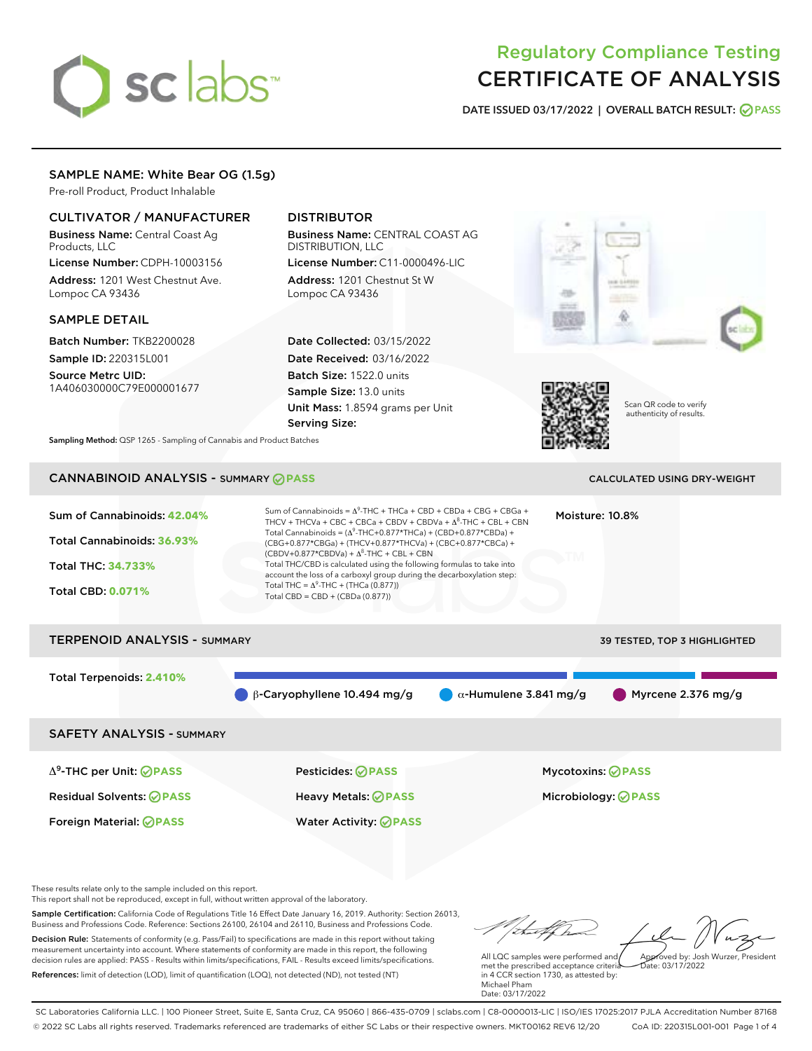# Regulatory Compliance Testing
# CERTIFICATE OF ANALYSIS

**DATE ISSUED 03/17/2022 | OVERALL BATCH RESULT: PASS**

## SAMPLE NAME: White Bear OG (1.5g)

Pre-roll Product, Product Inhalable

### CULTIVATOR / MANUFACTURER

**Business Name:** Central Coast Ag Products, LLC

**License Number:** CDPH-10003156

**Address:** 1201 West Chestnut Ave. Lompoc CA 93436

### DISTRIBUTOR

**Business Name:** CENTRAL COAST AG DISTRIBUTION, LLC

**License Number:** C11-0000496-LIC

**Address:** 1201 Chestnut St W Lompoc CA 93436

### SAMPLE DETAIL

**Batch Number:** TKB2200028

**Sample ID:** 220315L001

**Source Metrc UID:** 1A406030000C79E000001677

**Date Collected:** 03/15/2022

**Date Received:** 03/16/2022

**Batch Size:** 1522.0 units

**Sample Size:** 13.0 units

**Unit Mass:** 1.8594 grams per Unit

**Serving Size:**

**Sampling Method:** QSP 1265 - Sampling of Cannabis and Product Batches

Scan QR code to verify authenticity of results.

## CANNABINOID ANALYSIS - SUMMARY PASS

CALCULATED USING DRY-WEIGHT

**Sum of Cannabinoids: 42.04%**

**Total Cannabinoids: 36.93%**

**Total THC: 34.733%**

**Total CBD: 0.071%**

Sum of Cannabinoids = $\Delta^9$-THC + THCa + CBD + CBDa + CBG + CBGa + THCV + THCVa + CBC + CBCa + CBDV + CBDVa + $\Delta^8$-THC + CBL + CBN

Total Cannabinoids = ($\Delta^9$-THC+0.877\*THCa) + (CBD+0.877\*CBDa) + (CBG+0.877\*CBGa) + (THCV+0.877\*THCVa) + (CBC+0.877\*CBCa) + (CBDV+0.877\*CBDVa) + $\Delta^8$-THC + CBL + CBN

Total THC/CBD is calculated using the following formulas to take into account the loss of a carboxyl group during the decarboxylation step:

Total THC = $\Delta^9$-THC + (THCa (0.877))

Total CBD = CBD + (CBDa (0.877))

**Moisture:** 10.8%

## TERPENOID ANALYSIS - SUMMARY

39 TESTED, TOP 3 HIGHLIGHTED

**Total Terpenoids: 2.410%**

- β-Caryophyllene 10.494 mg/g
- α-Humulene 3.841 mg/g
- Myrcene 2.376 mg/g

## SAFETY ANALYSIS - SUMMARY

| | | |
|---|---|---|
| $\Delta^9$-THC per Unit: PASS | Pesticides: PASS | Mycotoxins: PASS |
| Residual Solvents: PASS | Heavy Metals: PASS | Microbiology: PASS |
| Foreign Material: PASS | Water Activity: PASS | |

These results relate only to the sample included on this report.

This report shall not be reproduced, except in full, without written approval of the laboratory.

**Sample Certification:** California Code of Regulations Title 16 Effect Date January 16, 2019. Authority: Section 26013, Business and Professions Code. Reference: Sections 26100, 26104 and 26110, Business and Professions Code.

**Decision Rule:** Statements of conformity (e.g. Pass/Fail) to specifications are made in this report without taking measurement uncertainty into account. Where statements of conformity are made in this report, the following decision rules are applied: PASS - Results within limits/specifications, FAIL - Results exceed limits/specifications.

**References:** limit of detection (LOD), limit of quantification (LOQ), not detected (ND), not tested (NT)

All LQC samples were performed and met the prescribed acceptance criteria in 4 CCR section 1730, as attested by: Michael Pham
Date: 03/17/2022

Approved by: Josh Wurzer, President
Date: 03/17/2022

SC Laboratories California LLC. | 100 Pioneer Street, Suite E, Santa Cruz, CA 95060 | 866-435-0709 | sclabs.com | C8-0000013-LIC | ISO/IES 17025:2017 PJLA Accreditation Number 87168

© 2022 SC Labs all rights reserved. Trademarks referenced are trademarks of either SC Labs or their respective owners. MKT00162 REV6 12/20 CoA ID: 220315L001-001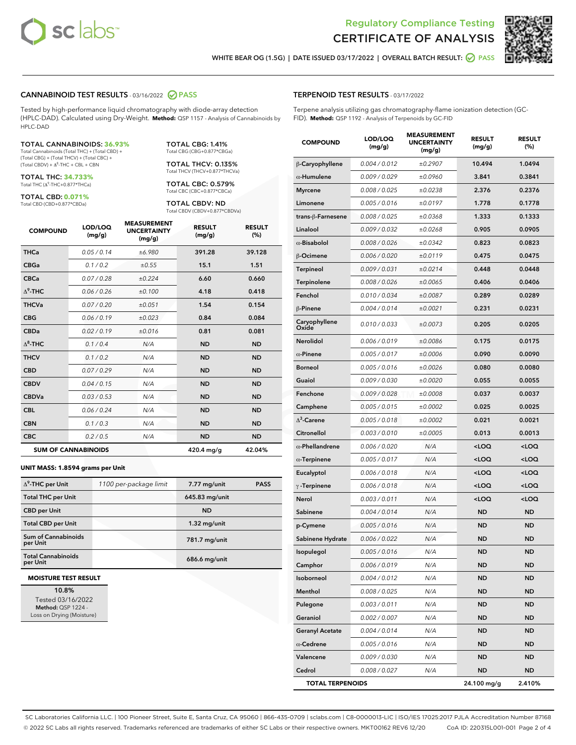Regulatory Compliance Testing

# CERTIFICATE OF ANALYSIS

WHITE BEAR OG (1.5G) | DATE ISSUED 03/17/2022 | OVERALL BATCH RESULT: PASS

## CANNABINOID TEST RESULTS - 03/16/2022 PASS

Tested by high-performance liquid chromatography with diode-array detection (HPLC-DAD). Calculated using Dry-Weight. **Method:** QSP 1157 - Analysis of Cannabinoids by HPLC-DAD

**TOTAL CANNABINOIDS: 36.93%**
Total Cannabinoids (Total THC) + (Total CBD) + (Total CBG) + (Total THCV) + (Total CBC) + (Total CBDV) + $\Delta^8$-THC + CBL + CBN

**TOTAL THC: 34.733%**
Total THC ($\Delta^9$-THC+0.877*THCa)

**TOTAL CBD: 0.071%**
Total CBD (CBD+0.877*CBDa)

**TOTAL CBG: 1.41%**
Total CBG (CBG+0.877*CBGa)

**TOTAL THCV: 0.135%**
Total THCV (THCV+0.877*THCVa)

**TOTAL CBC: 0.579%**
Total CBC (CBC+0.877*CBCa)

**TOTAL CBDV: ND**
Total CBDV (CBDV+0.877*CBDVa)

| COMPOUND | LOD/LOQ (mg/g) | MEASUREMENT UNCERTAINTY (mg/g) | RESULT (mg/g) | RESULT (%) |
|---|---|---|---|---|
| THCa | 0.05 / 0.14 | ±6.980 | 391.28 | 39.128 |
| CBGa | 0.1 / 0.2 | ±0.55 | 15.1 | 1.51 |
| CBCa | 0.07 / 0.28 | ±0.224 | 6.60 | 0.660 |
| $\Delta^9$-THC | 0.06 / 0.26 | ±0.100 | 4.18 | 0.418 |
| THCVa | 0.07 / 0.20 | ±0.051 | 1.54 | 0.154 |
| CBG | 0.06 / 0.19 | ±0.023 | 0.84 | 0.084 |
| CBDa | 0.02 / 0.19 | ±0.016 | 0.81 | 0.081 |
| $\Delta^8$-THC | 0.1 / 0.4 | N/A | ND | ND |
| THCV | 0.1 / 0.2 | N/A | ND | ND |
| CBD | 0.07 / 0.29 | N/A | ND | ND |
| CBDV | 0.04 / 0.15 | N/A | ND | ND |
| CBDVa | 0.03 / 0.53 | N/A | ND | ND |
| CBL | 0.06 / 0.24 | N/A | ND | ND |
| CBN | 0.1 / 0.3 | N/A | ND | ND |
| CBC | 0.2 / 0.5 | N/A | ND | ND |
| **SUM OF CANNABINOIDS** | | | **420.4 mg/g** | **42.04%** |

**UNIT MASS: 1.8594 grams per Unit**

| | | | |
|---|---|---|---|
| $\Delta^9$-THC per Unit | 1100 per-package limit | 7.77 mg/unit | PASS |
| Total THC per Unit | | 645.83 mg/unit | |
| CBD per Unit | | ND | |
| Total CBD per Unit | | 1.32 mg/unit | |
| Sum of Cannabinoids per Unit | | 781.7 mg/unit | |
| Total Cannabinoids per Unit | | 686.6 mg/unit | |

**MOISTURE TEST RESULT**

10.8%
Tested 03/16/2022
**Method:** QSP 1224 - Loss on Drying (Moisture)

## TERPENOID TEST RESULTS - 03/17/2022

Terpene analysis utilizing gas chromatography-flame ionization detection (GC-FID). **Method:** QSP 1192 - Analysis of Terpenoids by GC-FID

| COMPOUND | LOD/LOQ (mg/g) | MEASUREMENT UNCERTAINTY (mg/g) | RESULT (mg/g) | RESULT (%) |
|---|---|---|---|---|
| β-Caryophyllene | 0.004 / 0.012 | ±0.2907 | 10.494 | 1.0494 |
| α-Humulene | 0.009 / 0.029 | ±0.0960 | 3.841 | 0.3841 |
| Myrcene | 0.008 / 0.025 | ±0.0238 | 2.376 | 0.2376 |
| Limonene | 0.005 / 0.016 | ±0.0197 | 1.778 | 0.1778 |
| trans-β-Farnesene | 0.008 / 0.025 | ±0.0368 | 1.333 | 0.1333 |
| Linalool | 0.009 / 0.032 | ±0.0268 | 0.905 | 0.0905 |
| α-Bisabolol | 0.008 / 0.026 | ±0.0342 | 0.823 | 0.0823 |
| β-Ocimene | 0.006 / 0.020 | ±0.0119 | 0.475 | 0.0475 |
| Terpineol | 0.009 / 0.031 | ±0.0214 | 0.448 | 0.0448 |
| Terpinolene | 0.008 / 0.026 | ±0.0065 | 0.406 | 0.0406 |
| Fenchol | 0.010 / 0.034 | ±0.0087 | 0.289 | 0.0289 |
| β-Pinene | 0.004 / 0.014 | ±0.0021 | 0.231 | 0.0231 |
| Caryophyllene Oxide | 0.010 / 0.033 | ±0.0073 | 0.205 | 0.0205 |
| Nerolidol | 0.006 / 0.019 | ±0.0086 | 0.175 | 0.0175 |
| α-Pinene | 0.005 / 0.017 | ±0.0006 | 0.090 | 0.0090 |
| Borneol | 0.005 / 0.016 | ±0.0026 | 0.080 | 0.0080 |
| Guaiol | 0.009 / 0.030 | ±0.0020 | 0.055 | 0.0055 |
| Fenchone | 0.009 / 0.028 | ±0.0008 | 0.037 | 0.0037 |
| Camphene | 0.005 / 0.015 | ±0.0002 | 0.025 | 0.0025 |
| $\Delta^3$-Carene | 0.005 / 0.018 | ±0.0002 | 0.021 | 0.0021 |
| Citronellol | 0.003 / 0.010 | ±0.0005 | 0.013 | 0.0013 |
| α-Phellandrene | 0.006 / 0.020 | N/A | <LOQ | <LOQ |
| α-Terpinene | 0.005 / 0.017 | N/A | <LOQ | <LOQ |
| Eucalyptol | 0.006 / 0.018 | N/A | <LOQ | <LOQ |
| γ-Terpinene | 0.006 / 0.018 | N/A | <LOQ | <LOQ |
| Nerol | 0.003 / 0.011 | N/A | <LOQ | <LOQ |
| Sabinene | 0.004 / 0.014 | N/A | ND | ND |
| p-Cymene | 0.005 / 0.016 | N/A | ND | ND |
| Sabinene Hydrate | 0.006 / 0.022 | N/A | ND | ND |
| Isopulegol | 0.005 / 0.016 | N/A | ND | ND |
| Camphor | 0.006 / 0.019 | N/A | ND | ND |
| Isoborneol | 0.004 / 0.012 | N/A | ND | ND |
| Menthol | 0.008 / 0.025 | N/A | ND | ND |
| Pulegone | 0.003 / 0.011 | N/A | ND | ND |
| Geraniol | 0.002 / 0.007 | N/A | ND | ND |
| Geranyl Acetate | 0.004 / 0.014 | N/A | ND | ND |
| α-Cedrene | 0.005 / 0.016 | N/A | ND | ND |
| Valencene | 0.009 / 0.030 | N/A | ND | ND |
| Cedrol | 0.008 / 0.027 | N/A | ND | ND |
| **TOTAL TERPENOIDS** | | | **24.100 mg/g** | **2.410%** |

SC Laboratories California LLC. | 100 Pioneer Street, Suite E, Santa Cruz, CA 95060 | 866-435-0709 | sclabs.com | C8-0000013-LIC | ISO/IES 17025:2017 PJLA Accreditation Number 87168
© 2022 SC Labs all rights reserved. Trademarks referenced are trademarks of either SC Labs or their respective owners. MKT00162 REV6 12/20 CoA ID: 220315L001-001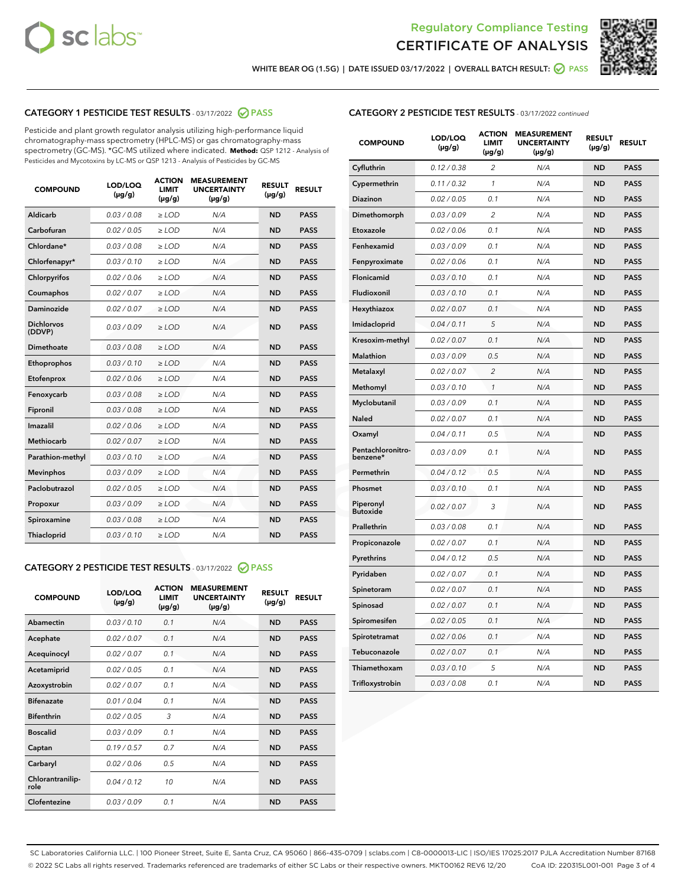## Regulatory Compliance Testing
# CERTIFICATE OF ANALYSIS

WHITE BEAR OG (1.5G) | DATE ISSUED 03/17/2022 | OVERALL BATCH RESULT: PASS

## CATEGORY 1 PESTICIDE TEST RESULTS - 03/17/2022 PASS

Pesticide and plant growth regulator analysis utilizing high-performance liquid chromatography-mass spectrometry (HPLC-MS) or gas chromatography-mass spectrometry (GC-MS). *GC-MS utilized where indicated. **Method:** QSP 1212 - Analysis of Pesticides and Mycotoxins by LC-MS or QSP 1213 - Analysis of Pesticides by GC-MS

| COMPOUND | LOD/LOQ (µg/g) | ACTION LIMIT (µg/g) | MEASUREMENT UNCERTAINTY (µg/g) | RESULT (µg/g) | RESULT |
|---|---|---|---|---|---|
| Aldicarb | 0.03 / 0.08 | ≥ LOD | N/A | ND | PASS |
| Carbofuran | 0.02 / 0.05 | ≥ LOD | N/A | ND | PASS |
| Chlordane* | 0.03 / 0.08 | ≥ LOD | N/A | ND | PASS |
| Chlorfenapyr* | 0.03 / 0.10 | ≥ LOD | N/A | ND | PASS |
| Chlorpyrifos | 0.02 / 0.06 | ≥ LOD | N/A | ND | PASS |
| Coumaphos | 0.02 / 0.07 | ≥ LOD | N/A | ND | PASS |
| Daminozide | 0.02 / 0.07 | ≥ LOD | N/A | ND | PASS |
| Dichlorvos (DDVP) | 0.03 / 0.09 | ≥ LOD | N/A | ND | PASS |
| Dimethoate | 0.03 / 0.08 | ≥ LOD | N/A | ND | PASS |
| Ethoprophos | 0.03 / 0.10 | ≥ LOD | N/A | ND | PASS |
| Etofenprox | 0.02 / 0.06 | ≥ LOD | N/A | ND | PASS |
| Fenoxycarb | 0.03 / 0.08 | ≥ LOD | N/A | ND | PASS |
| Fipronil | 0.03 / 0.08 | ≥ LOD | N/A | ND | PASS |
| Imazalil | 0.02 / 0.06 | ≥ LOD | N/A | ND | PASS |
| Methiocarb | 0.02 / 0.07 | ≥ LOD | N/A | ND | PASS |
| Parathion-methyl | 0.03 / 0.10 | ≥ LOD | N/A | ND | PASS |
| Mevinphos | 0.03 / 0.09 | ≥ LOD | N/A | ND | PASS |
| Paclobutrazol | 0.02 / 0.05 | ≥ LOD | N/A | ND | PASS |
| Propoxur | 0.03 / 0.09 | ≥ LOD | N/A | ND | PASS |
| Spiroxamine | 0.03 / 0.08 | ≥ LOD | N/A | ND | PASS |
| Thiacloprid | 0.03 / 0.10 | ≥ LOD | N/A | ND | PASS |

## CATEGORY 2 PESTICIDE TEST RESULTS - 03/17/2022 PASS

| COMPOUND | LOD/LOQ (µg/g) | ACTION LIMIT (µg/g) | MEASUREMENT UNCERTAINTY (µg/g) | RESULT (µg/g) | RESULT |
|---|---|---|---|---|---|
| Abamectin | 0.03 / 0.10 | 0.1 | N/A | ND | PASS |
| Acephate | 0.02 / 0.07 | 0.1 | N/A | ND | PASS |
| Acequinocyl | 0.02 / 0.07 | 0.1 | N/A | ND | PASS |
| Acetamiprid | 0.02 / 0.05 | 0.1 | N/A | ND | PASS |
| Azoxystrobin | 0.02 / 0.07 | 0.1 | N/A | ND | PASS |
| Bifenazate | 0.01 / 0.04 | 0.1 | N/A | ND | PASS |
| Bifenthrin | 0.02 / 0.05 | 3 | N/A | ND | PASS |
| Boscalid | 0.03 / 0.09 | 0.1 | N/A | ND | PASS |
| Captan | 0.19 / 0.57 | 0.7 | N/A | ND | PASS |
| Carbaryl | 0.02 / 0.06 | 0.5 | N/A | ND | PASS |
| Chlorantraniliprole | 0.04 / 0.12 | 10 | N/A | ND | PASS |
| Clofentezine | 0.03 / 0.09 | 0.1 | N/A | ND | PASS |
| Cyfluthrin | 0.12 / 0.38 | 2 | N/A | ND | PASS |
| Cypermethrin | 0.11 / 0.32 | 1 | N/A | ND | PASS |
| Diazinon | 0.02 / 0.05 | 0.1 | N/A | ND | PASS |
| Dimethomorph | 0.03 / 0.09 | 2 | N/A | ND | PASS |
| Etoxazole | 0.02 / 0.06 | 0.1 | N/A | ND | PASS |
| Fenhexamid | 0.03 / 0.09 | 0.1 | N/A | ND | PASS |
| Fenpyroximate | 0.02 / 0.06 | 0.1 | N/A | ND | PASS |
| Flonicamid | 0.03 / 0.10 | 0.1 | N/A | ND | PASS |
| Fludioxonil | 0.03 / 0.10 | 0.1 | N/A | ND | PASS |
| Hexythiazox | 0.02 / 0.07 | 0.1 | N/A | ND | PASS |
| Imidacloprid | 0.04 / 0.11 | 5 | N/A | ND | PASS |
| Kresoxim-methyl | 0.02 / 0.07 | 0.1 | N/A | ND | PASS |
| Malathion | 0.03 / 0.09 | 0.5 | N/A | ND | PASS |
| Metalaxyl | 0.02 / 0.07 | 2 | N/A | ND | PASS |
| Methomyl | 0.03 / 0.10 | 1 | N/A | ND | PASS |
| Myclobutanil | 0.03 / 0.09 | 0.1 | N/A | ND | PASS |
| Naled | 0.02 / 0.07 | 0.1 | N/A | ND | PASS |
| Oxamyl | 0.04 / 0.11 | 0.5 | N/A | ND | PASS |
| Pentachloronitrobenzene* | 0.03 / 0.09 | 0.1 | N/A | ND | PASS |
| Permethrin | 0.04 / 0.12 | 0.5 | N/A | ND | PASS |
| Phosmet | 0.03 / 0.10 | 0.1 | N/A | ND | PASS |
| Piperonyl Butoxide | 0.02 / 0.07 | 3 | N/A | ND | PASS |
| Prallethrin | 0.03 / 0.08 | 0.1 | N/A | ND | PASS |
| Propiconazole | 0.02 / 0.07 | 0.1 | N/A | ND | PASS |
| Pyrethrins | 0.04 / 0.12 | 0.5 | N/A | ND | PASS |
| Pyridaben | 0.02 / 0.07 | 0.1 | N/A | ND | PASS |
| Spinetoram | 0.02 / 0.07 | 0.1 | N/A | ND | PASS |
| Spinosad | 0.02 / 0.07 | 0.1 | N/A | ND | PASS |
| Spiromesifen | 0.02 / 0.05 | 0.1 | N/A | ND | PASS |
| Spirotetramat | 0.02 / 0.06 | 0.1 | N/A | ND | PASS |
| Tebuconazole | 0.02 / 0.07 | 0.1 | N/A | ND | PASS |
| Thiamethoxam | 0.03 / 0.10 | 5 | N/A | ND | PASS |
| Trifloxystrobin | 0.03 / 0.08 | 0.1 | N/A | ND | PASS |

SC Laboratories California LLC. | 100 Pioneer Street, Suite E, Santa Cruz, CA 95060 | 866-435-0709 | sclabs.com | C8-0000013-LIC | ISO/IES 17025:2017 PJLA Accreditation Number 87168
© 2022 SC Labs all rights reserved. Trademarks referenced are trademarks of either SC Labs or their respective owners. MKT00162 REV6 12/20 CoA ID: 220315L001-001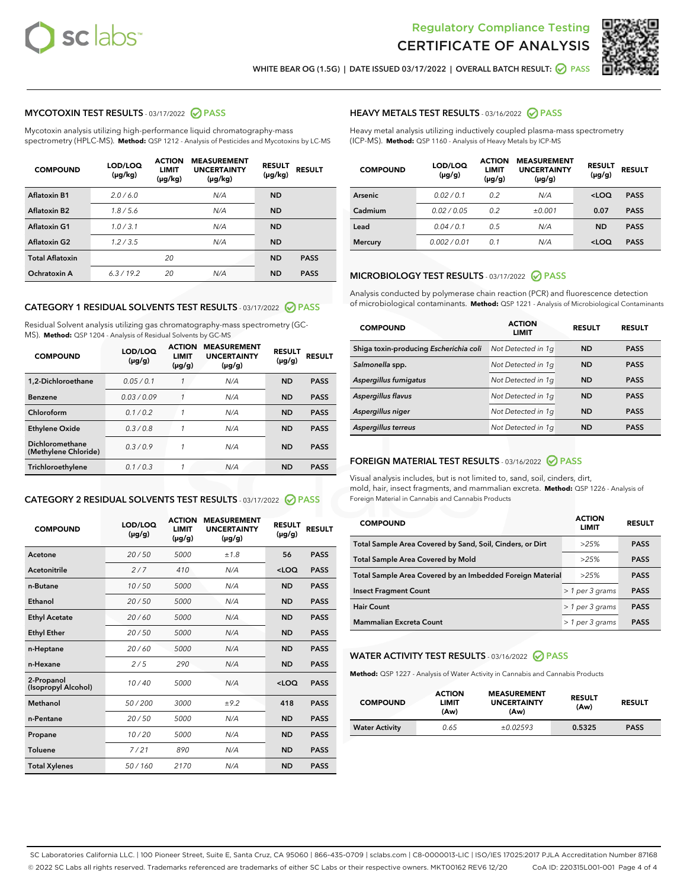Regulatory Compliance Testing

# CERTIFICATE OF ANALYSIS

WHITE BEAR OG (1.5G) | DATE ISSUED 03/17/2022 | OVERALL BATCH RESULT: PASS

## MYCOTOXIN TEST RESULTS - 03/17/2022 PASS

Mycotoxin analysis utilizing high-performance liquid chromatography-mass spectrometry (HPLC-MS). **Method:** QSP 1212 - Analysis of Pesticides and Mycotoxins by LC-MS

| COMPOUND | LOD/LOQ (µg/kg) | ACTION LIMIT (µg/kg) | MEASUREMENT UNCERTAINTY (µg/kg) | RESULT (µg/kg) | RESULT |
|---|---|---|---|---|---|
| Aflatoxin B1 | 2.0 / 6.0 | | N/A | ND | |
| Aflatoxin B2 | 1.8 / 5.6 | | N/A | ND | |
| Aflatoxin G1 | 1.0 / 3.1 | | N/A | ND | |
| Aflatoxin G2 | 1.2 / 3.5 | | N/A | ND | |
| Total Aflatoxin | | 20 | | ND | PASS |
| Ochratoxin A | 6.3 / 19.2 | 20 | N/A | ND | PASS |

## CATEGORY 1 RESIDUAL SOLVENTS TEST RESULTS - 03/17/2022 PASS

Residual Solvent analysis utilizing gas chromatography-mass spectrometry (GC-MS). **Method:** QSP 1204 - Analysis of Residual Solvents by GC-MS

| COMPOUND | LOD/LOQ (µg/g) | ACTION LIMIT (µg/g) | MEASUREMENT UNCERTAINTY (µg/g) | RESULT (µg/g) | RESULT |
|---|---|---|---|---|---|
| 1,2-Dichloroethane | 0.05 / 0.1 | 1 | N/A | ND | PASS |
| Benzene | 0.03 / 0.09 | 1 | N/A | ND | PASS |
| Chloroform | 0.1 / 0.2 | 1 | N/A | ND | PASS |
| Ethylene Oxide | 0.3 / 0.8 | 1 | N/A | ND | PASS |
| Dichloromethane (Methylene Chloride) | 0.3 / 0.9 | 1 | N/A | ND | PASS |
| Trichloroethylene | 0.1 / 0.3 | 1 | N/A | ND | PASS |

## CATEGORY 2 RESIDUAL SOLVENTS TEST RESULTS - 03/17/2022 PASS

| COMPOUND | LOD/LOQ (µg/g) | ACTION LIMIT (µg/g) | MEASUREMENT UNCERTAINTY (µg/g) | RESULT (µg/g) | RESULT |
|---|---|---|---|---|---|
| Acetone | 20 / 50 | 5000 | ±1.8 | 56 | PASS |
| Acetonitrile | 2 / 7 | 410 | N/A | <LOQ | PASS |
| n-Butane | 10 / 50 | 5000 | N/A | ND | PASS |
| Ethanol | 20 / 50 | 5000 | N/A | ND | PASS |
| Ethyl Acetate | 20 / 60 | 5000 | N/A | ND | PASS |
| Ethyl Ether | 20 / 50 | 5000 | N/A | ND | PASS |
| n-Heptane | 20 / 60 | 5000 | N/A | ND | PASS |
| n-Hexane | 2 / 5 | 290 | N/A | ND | PASS |
| 2-Propanol (Isopropyl Alcohol) | 10 / 40 | 5000 | N/A | <LOQ | PASS |
| Methanol | 50 / 200 | 3000 | ±9.2 | 418 | PASS |
| n-Pentane | 20 / 50 | 5000 | N/A | ND | PASS |
| Propane | 10 / 20 | 5000 | N/A | ND | PASS |
| Toluene | 7 / 21 | 890 | N/A | ND | PASS |
| Total Xylenes | 50 / 160 | 2170 | N/A | ND | PASS |

## HEAVY METALS TEST RESULTS - 03/16/2022 PASS

Heavy metal analysis utilizing inductively coupled plasma-mass spectrometry (ICP-MS). **Method:** QSP 1160 - Analysis of Heavy Metals by ICP-MS

| COMPOUND | LOD/LOQ (µg/g) | ACTION LIMIT (µg/g) | MEASUREMENT UNCERTAINTY (µg/g) | RESULT (µg/g) | RESULT |
|---|---|---|---|---|---|
| Arsenic | 0.02 / 0.1 | 0.2 | N/A | <LOQ | PASS |
| Cadmium | 0.02 / 0.05 | 0.2 | ±0.001 | 0.07 | PASS |
| Lead | 0.04 / 0.1 | 0.5 | N/A | ND | PASS |
| Mercury | 0.002 / 0.01 | 0.1 | N/A | <LOQ | PASS |

## MICROBIOLOGY TEST RESULTS - 03/17/2022 PASS

Analysis conducted by polymerase chain reaction (PCR) and fluorescence detection of microbiological contaminants. **Method:** QSP 1221 - Analysis of Microbiological Contaminants

| COMPOUND | ACTION LIMIT | RESULT | RESULT |
|---|---|---|---|
| Shiga toxin-producing *Escherichia coli* | Not Detected in 1g | ND | PASS |
| *Salmonella* spp. | Not Detected in 1g | ND | PASS |
| *Aspergillus fumigatus* | Not Detected in 1g | ND | PASS |
| *Aspergillus flavus* | Not Detected in 1g | ND | PASS |
| *Aspergillus niger* | Not Detected in 1g | ND | PASS |
| *Aspergillus terreus* | Not Detected in 1g | ND | PASS |

## FOREIGN MATERIAL TEST RESULTS - 03/16/2022 PASS

Visual analysis includes, but is not limited to, sand, soil, cinders, dirt, mold, hair, insect fragments, and mammalian excreta. **Method:** QSP 1226 - Analysis of Foreign Material in Cannabis and Cannabis Products

| COMPOUND | ACTION LIMIT | RESULT |
|---|---|---|
| Total Sample Area Covered by Sand, Soil, Cinders, or Dirt | >25% | PASS |
| Total Sample Area Covered by Mold | >25% | PASS |
| Total Sample Area Covered by an Imbedded Foreign Material | >25% | PASS |
| Insect Fragment Count | > 1 per 3 grams | PASS |
| Hair Count | > 1 per 3 grams | PASS |
| Mammalian Excreta Count | > 1 per 3 grams | PASS |

## WATER ACTIVITY TEST RESULTS - 03/16/2022 PASS

**Method:** QSP 1227 - Analysis of Water Activity in Cannabis and Cannabis Products

| COMPOUND | ACTION LIMIT (Aw) | MEASUREMENT UNCERTAINTY (Aw) | RESULT (Aw) | RESULT |
|---|---|---|---|---|
| Water Activity | 0.65 | ±0.02593 | 0.5325 | PASS |

SC Laboratories California LLC. | 100 Pioneer Street, Suite E, Santa Cruz, CA 95060 | 866-435-0709 | sclabs.com | C8-0000013-LIC | ISO/IES 17025:2017 PJLA Accreditation Number 87168
© 2022 SC Labs all rights reserved. Trademarks referenced are trademarks of either SC Labs or their respective owners. MKT00162 REV6 12/20 CoA ID: 220315L001-001